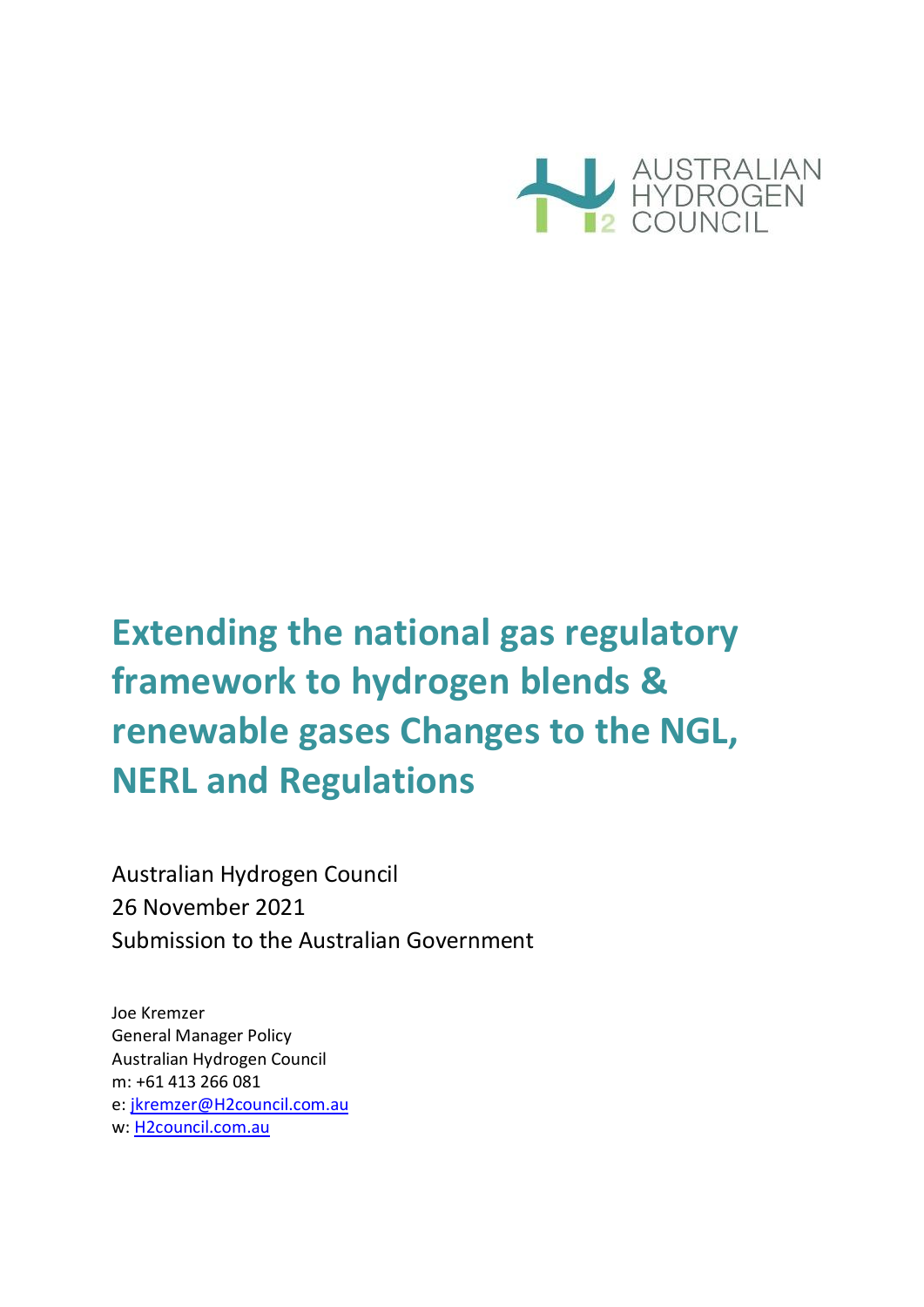AUSTRALIAN HYDROGEN COUNCIL

# Extending the national gas regulatory framework to hydrogen blends & renewable gases Changes to the NGL, NERL and Regulations

Australian Hydrogen Council
26 November 2021
Submission to the Australian Government

Joe Kremzer
General Manager Policy
Australian Hydrogen Council
m: +61 413 266 081
e: jkremzer@H2council.com.au
w: H2council.com.au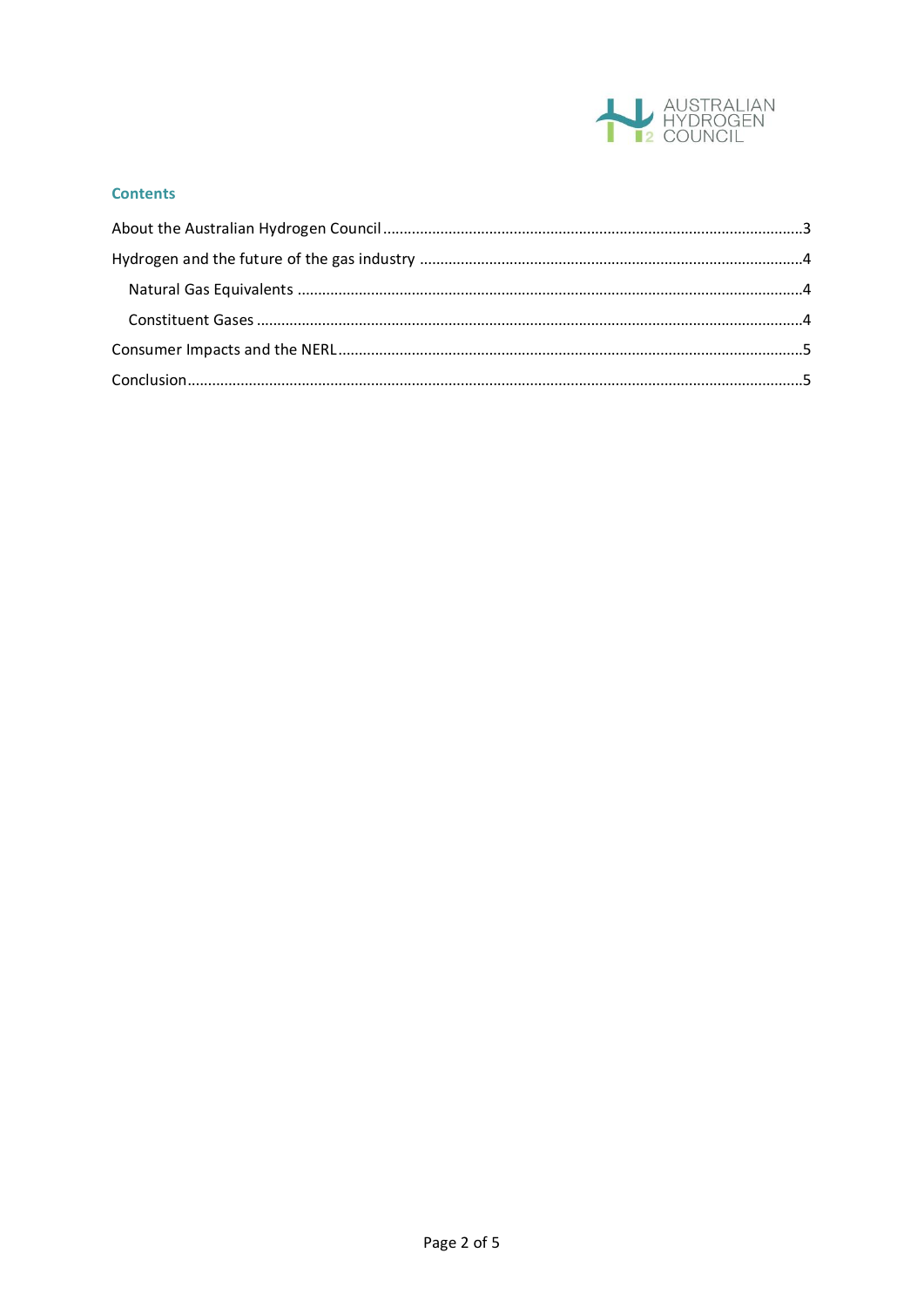## Contents

About the Australian Hydrogen Council.....3

Hydrogen and the future of the gas industry.....4

- Natural Gas Equivalents.....4
- Constituent Gases.....4

Consumer Impacts and the NERL.....5

Conclusion.....5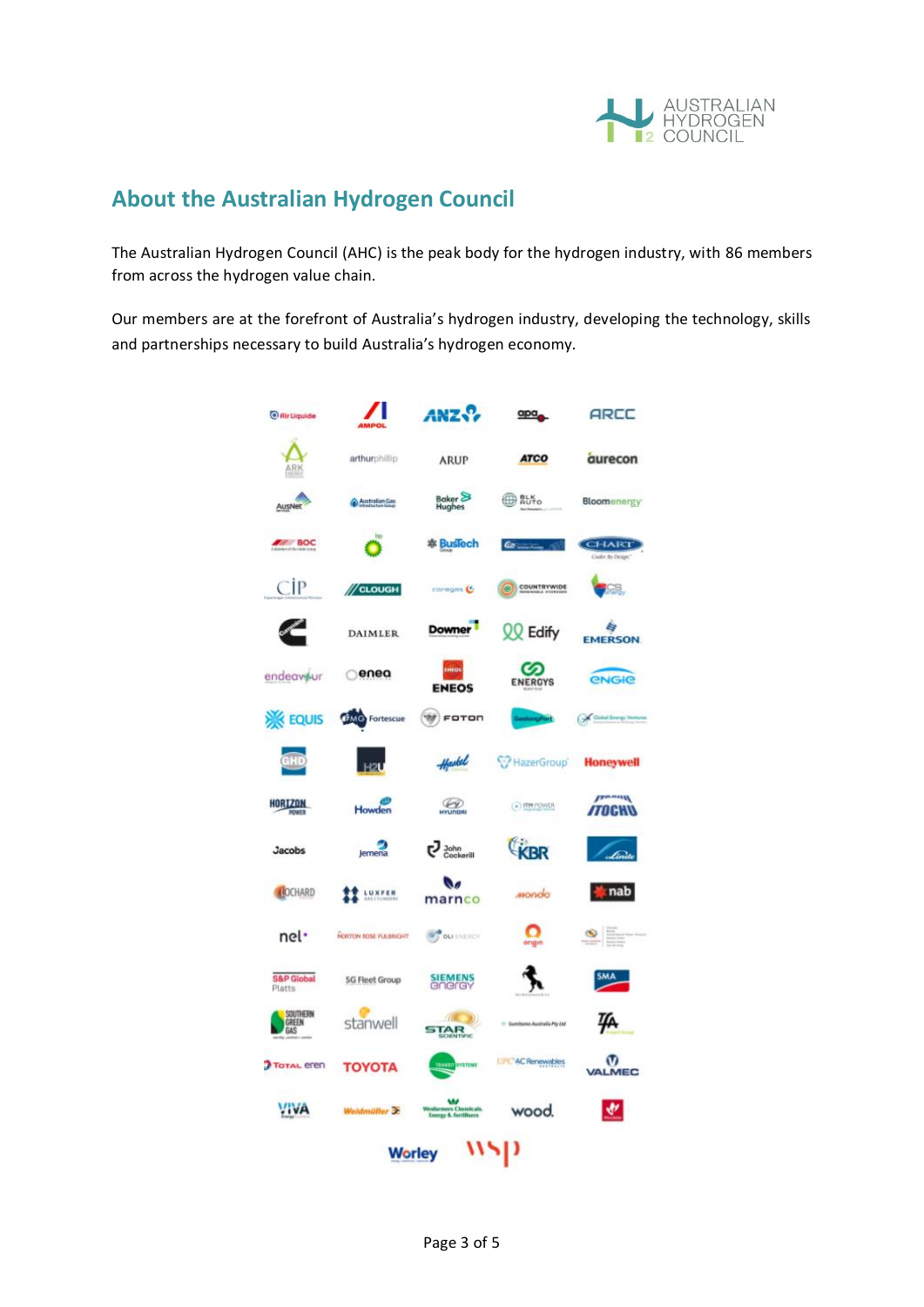## About the Australian Hydrogen Council

The Australian Hydrogen Council (AHC) is the peak body for the hydrogen industry, with 86 members from across the hydrogen value chain.

Our members are at the forefront of Australia's hydrogen industry, developing the technology, skills and partnerships necessary to build Australia's hydrogen economy.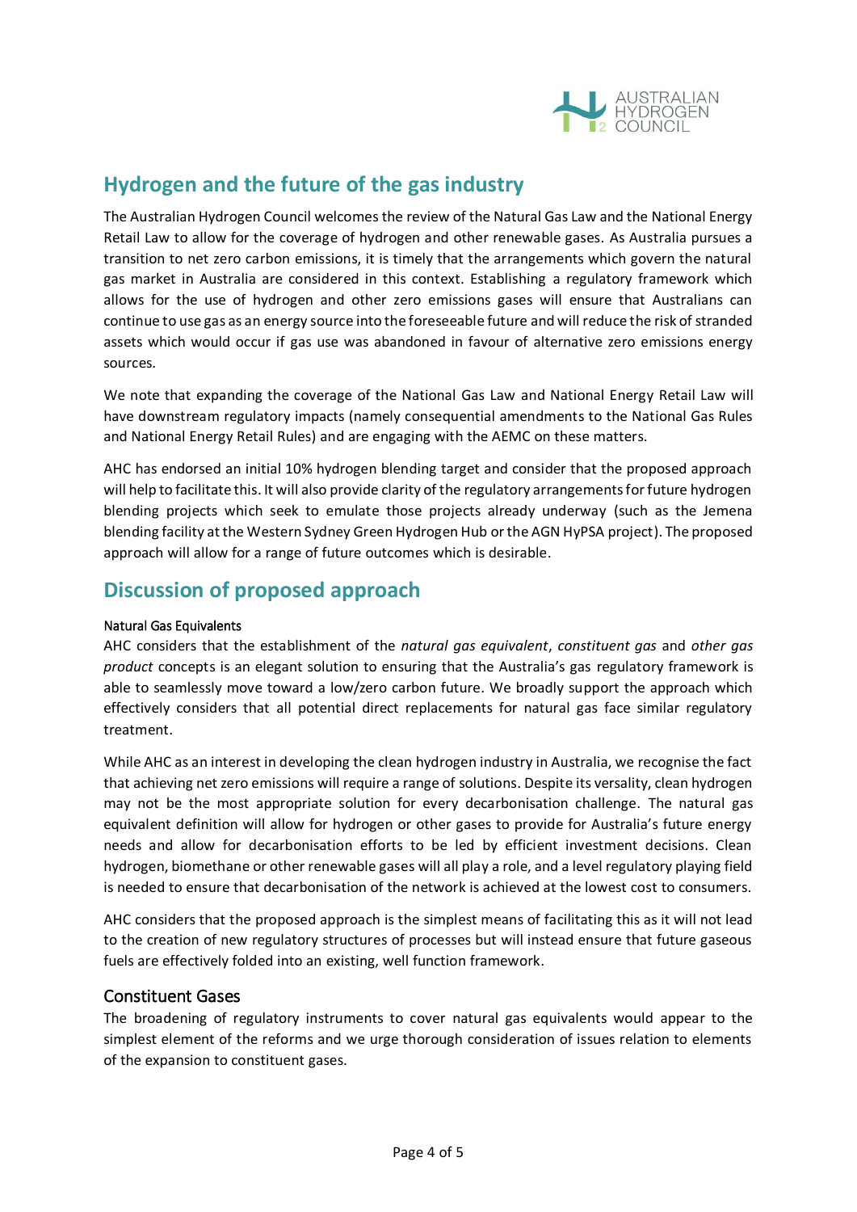## Hydrogen and the future of the gas industry

The Australian Hydrogen Council welcomes the review of the Natural Gas Law and the National Energy Retail Law to allow for the coverage of hydrogen and other renewable gases. As Australia pursues a transition to net zero carbon emissions, it is timely that the arrangements which govern the natural gas market in Australia are considered in this context. Establishing a regulatory framework which allows for the use of hydrogen and other zero emissions gases will ensure that Australians can continue to use gas as an energy source into the foreseeable future and will reduce the risk of stranded assets which would occur if gas use was abandoned in favour of alternative zero emissions energy sources.

We note that expanding the coverage of the National Gas Law and National Energy Retail Law will have downstream regulatory impacts (namely consequential amendments to the National Gas Rules and National Energy Retail Rules) and are engaging with the AEMC on these matters.

AHC has endorsed an initial 10% hydrogen blending target and consider that the proposed approach will help to facilitate this. It will also provide clarity of the regulatory arrangements for future hydrogen blending projects which seek to emulate those projects already underway (such as the Jemena blending facility at the Western Sydney Green Hydrogen Hub or the AGN HyPSA project). The proposed approach will allow for a range of future outcomes which is desirable.

## Discussion of proposed approach

#### Natural Gas Equivalents

AHC considers that the establishment of the *natural gas equivalent*, *constituent gas* and *other gas product* concepts is an elegant solution to ensuring that the Australia's gas regulatory framework is able to seamlessly move toward a low/zero carbon future. We broadly support the approach which effectively considers that all potential direct replacements for natural gas face similar regulatory treatment.

While AHC as an interest in developing the clean hydrogen industry in Australia, we recognise the fact that achieving net zero emissions will require a range of solutions. Despite its versality, clean hydrogen may not be the most appropriate solution for every decarbonisation challenge. The natural gas equivalent definition will allow for hydrogen or other gases to provide for Australia's future energy needs and allow for decarbonisation efforts to be led by efficient investment decisions. Clean hydrogen, biomethane or other renewable gases will all play a role, and a level regulatory playing field is needed to ensure that decarbonisation of the network is achieved at the lowest cost to consumers.

AHC considers that the proposed approach is the simplest means of facilitating this as it will not lead to the creation of new regulatory structures of processes but will instead ensure that future gaseous fuels are effectively folded into an existing, well function framework.

### Constituent Gases

The broadening of regulatory instruments to cover natural gas equivalents would appear to the simplest element of the reforms and we urge thorough consideration of issues relation to elements of the expansion to constituent gases.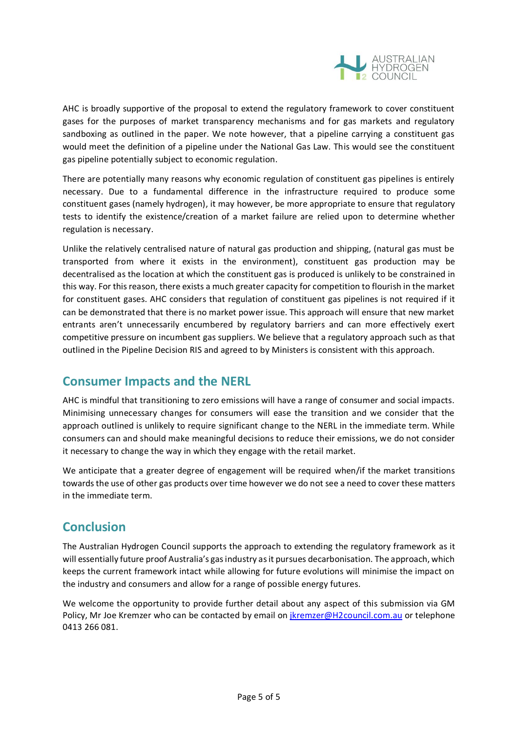AHC is broadly supportive of the proposal to extend the regulatory framework to cover constituent gases for the purposes of market transparency mechanisms and for gas markets and regulatory sandboxing as outlined in the paper. We note however, that a pipeline carrying a constituent gas would meet the definition of a pipeline under the National Gas Law. This would see the constituent gas pipeline potentially subject to economic regulation.

There are potentially many reasons why economic regulation of constituent gas pipelines is entirely necessary. Due to a fundamental difference in the infrastructure required to produce some constituent gases (namely hydrogen), it may however, be more appropriate to ensure that regulatory tests to identify the existence/creation of a market failure are relied upon to determine whether regulation is necessary.

Unlike the relatively centralised nature of natural gas production and shipping, (natural gas must be transported from where it exists in the environment), constituent gas production may be decentralised as the location at which the constituent gas is produced is unlikely to be constrained in this way. For this reason, there exists a much greater capacity for competition to flourish in the market for constituent gases. AHC considers that regulation of constituent gas pipelines is not required if it can be demonstrated that there is no market power issue. This approach will ensure that new market entrants aren't unnecessarily encumbered by regulatory barriers and can more effectively exert competitive pressure on incumbent gas suppliers. We believe that a regulatory approach such as that outlined in the Pipeline Decision RIS and agreed to by Ministers is consistent with this approach.

## Consumer Impacts and the NERL

AHC is mindful that transitioning to zero emissions will have a range of consumer and social impacts. Minimising unnecessary changes for consumers will ease the transition and we consider that the approach outlined is unlikely to require significant change to the NERL in the immediate term. While consumers can and should make meaningful decisions to reduce their emissions, we do not consider it necessary to change the way in which they engage with the retail market.

We anticipate that a greater degree of engagement will be required when/if the market transitions towards the use of other gas products over time however we do not see a need to cover these matters in the immediate term.

## Conclusion

The Australian Hydrogen Council supports the approach to extending the regulatory framework as it will essentially future proof Australia's gas industry as it pursues decarbonisation. The approach, which keeps the current framework intact while allowing for future evolutions will minimise the impact on the industry and consumers and allow for a range of possible energy futures.

We welcome the opportunity to provide further detail about any aspect of this submission via GM Policy, Mr Joe Kremzer who can be contacted by email on jkremzer@H2council.com.au or telephone 0413 266 081.